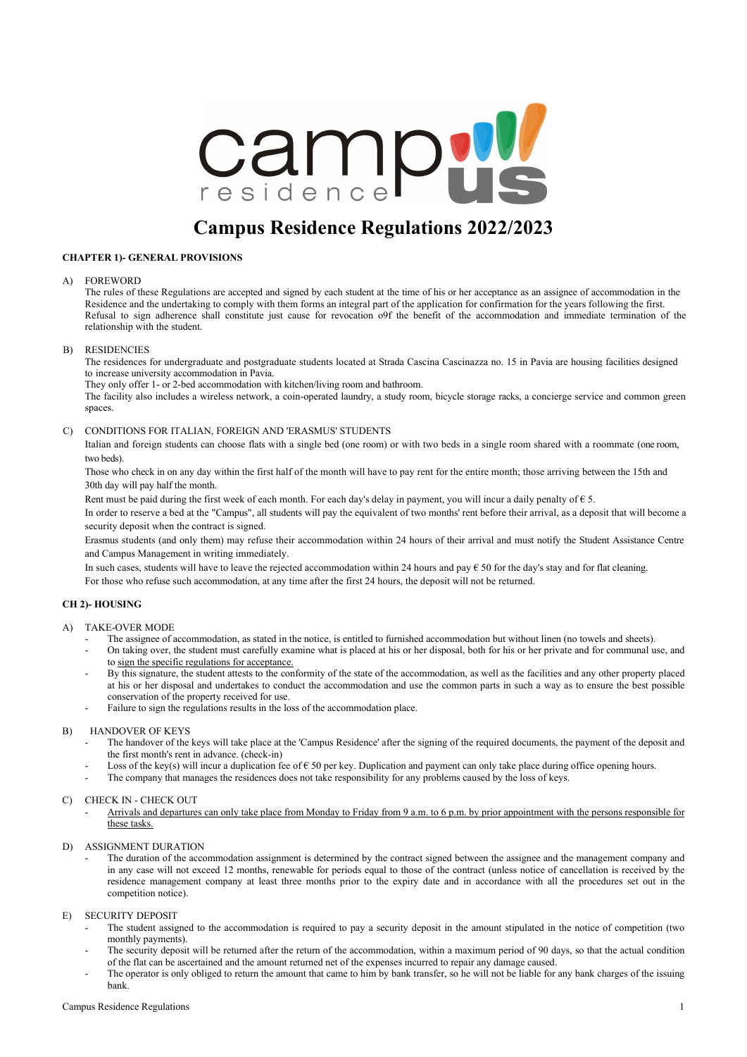# Campus Residence Regulations 2022/2023

## CHAPTER 1)- GENERAL PROVISIONS

A) FOREWORD

The rules of these Regulations are accepted and signed by each student at the time of his or her acceptance as an assignee of accommodation in the Residence and the undertaking to comply with them forms an integral part of the application for confirmation for the years following the first. Refusal to sign adherence shall constitute just cause for revocation o9f the benefit of the accommodation and immediate termination of the relationship with the student.

B) RESIDENCIES

The residences for undergraduate and postgraduate students located at Strada Cascina Cascinazza no. 15 in Pavia are housing facilities designed to increase university accommodation in Pavia.

They only offer 1- or 2-bed accommodation with kitchen/living room and bathroom.

The facility also includes a wireless network, a coin-operated laundry, a study room, bicycle storage racks, a concierge service and common green spaces.

C) CONDITIONS FOR ITALIAN, FOREIGN AND 'ERASMUS' STUDENTS

Italian and foreign students can choose flats with a single bed (one room) or with two beds in a single room shared with a roommate (one room, two beds).

Those who check in on any day within the first half of the month will have to pay rent for the entire month; those arriving between the 15th and 30th day will pay half the month.

Rent must be paid during the first week of each month. For each day's delay in payment, you will incur a daily penalty of € 5.

In order to reserve a bed at the "Campus", all students will pay the equivalent of two months' rent before their arrival, as a deposit that will become a security deposit when the contract is signed.

Erasmus students (and only them) may refuse their accommodation within 24 hours of their arrival and must notify the Student Assistance Centre and Campus Management in writing immediately.

In such cases, students will have to leave the rejected accommodation within 24 hours and pay € 50 for the day's stay and for flat cleaning.

For those who refuse such accommodation, at any time after the first 24 hours, the deposit will not be returned.

## CH 2)- HOUSING

A) TAKE-OVER MODE

- The assignee of accommodation, as stated in the notice, is entitled to furnished accommodation but without linen (no towels and sheets).
- On taking over, the student must carefully examine what is placed at his or her disposal, both for his or her private and for communal use, and to <u>sign the specific regulations for acceptance.</u>
- By this signature, the student attests to the conformity of the state of the accommodation, as well as the facilities and any other property placed at his or her disposal and undertakes to conduct the accommodation and use the common parts in such a way as to ensure the best possible conservation of the property received for use.
- Failure to sign the regulations results in the loss of the accommodation place.

B) HANDOVER OF KEYS

- The handover of the keys will take place at the 'Campus Residence' after the signing of the required documents, the payment of the deposit and the first month's rent in advance. (check-in)
- Loss of the key(s) will incur a duplication fee of € 50 per key. Duplication and payment can only take place during office opening hours.
- The company that manages the residences does not take responsibility for any problems caused by the loss of keys.

C) CHECK IN - CHECK OUT

- <u>Arrivals and departures can only take place from Monday to Friday from 9 a.m. to 6 p.m. by prior appointment with the persons responsible for these tasks.</u>

D) ASSIGNMENT DURATION

- The duration of the accommodation assignment is determined by the contract signed between the assignee and the management company and in any case will not exceed 12 months, renewable for periods equal to those of the contract (unless notice of cancellation is received by the residence management company at least three months prior to the expiry date and in accordance with all the procedures set out in the competition notice).

E) SECURITY DEPOSIT

- The student assigned to the accommodation is required to pay a security deposit in the amount stipulated in the notice of competition (two monthly payments).
- The security deposit will be returned after the return of the accommodation, within a maximum period of 90 days, so that the actual condition of the flat can be ascertained and the amount returned net of the expenses incurred to repair any damage caused.
- The operator is only obliged to return the amount that came to him by bank transfer, so he will not be liable for any bank charges of the issuing bank.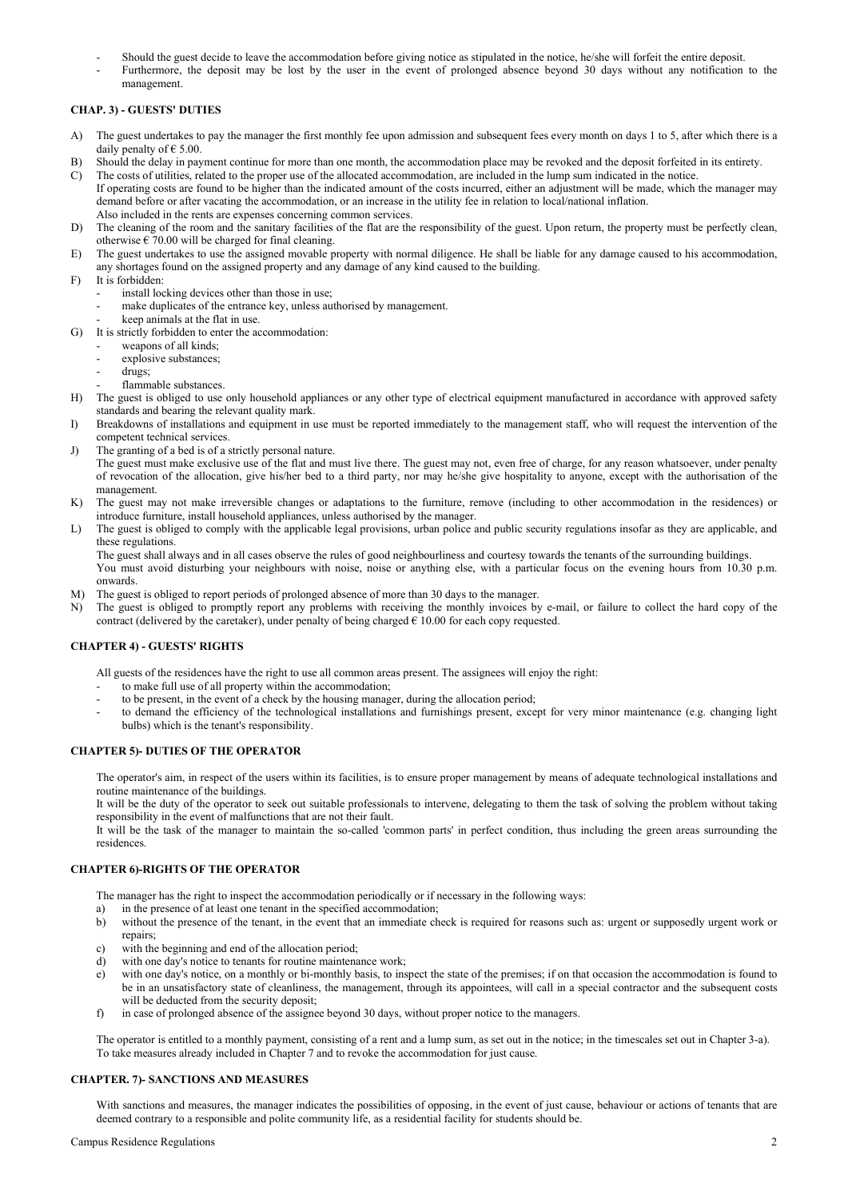- Should the guest decide to leave the accommodation before giving notice as stipulated in the notice, he/she will forfeit the entire deposit.
- Furthermore, the deposit may be lost by the user in the event of prolonged absence beyond 30 days without any notification to the management.

### CHAP. 3) - GUESTS' DUTIES

A) The guest undertakes to pay the manager the first monthly fee upon admission and subsequent fees every month on days 1 to 5, after which there is a daily penalty of € 5.00.

B) Should the delay in payment continue for more than one month, the accommodation place may be revoked and the deposit forfeited in its entirety.

C) The costs of utilities, related to the proper use of the allocated accommodation, are included in the lump sum indicated in the notice.
If operating costs are found to be higher than the indicated amount of the costs incurred, either an adjustment will be made, which the manager may demand before or after vacating the accommodation, or an increase in the utility fee in relation to local/national inflation.
Also included in the rents are expenses concerning common services.

D) The cleaning of the room and the sanitary facilities of the flat are the responsibility of the guest. Upon return, the property must be perfectly clean, otherwise € 70.00 will be charged for final cleaning.

E) The guest undertakes to use the assigned movable property with normal diligence. He shall be liable for any damage caused to his accommodation, any shortages found on the assigned property and any damage of any kind caused to the building.

F) It is forbidden:
- install locking devices other than those in use;
- make duplicates of the entrance key, unless authorised by management.
- keep animals at the flat in use.

G) It is strictly forbidden to enter the accommodation:
- weapons of all kinds;
- explosive substances;
- drugs;
- flammable substances.

H) The guest is obliged to use only household appliances or any other type of electrical equipment manufactured in accordance with approved safety standards and bearing the relevant quality mark.

I) Breakdowns of installations and equipment in use must be reported immediately to the management staff, who will request the intervention of the competent technical services.

J) The granting of a bed is of a strictly personal nature.
The guest must make exclusive use of the flat and must live there. The guest may not, even free of charge, for any reason whatsoever, under penalty of revocation of the allocation, give his/her bed to a third party, nor may he/she give hospitality to anyone, except with the authorisation of the management.

K) The guest may not make irreversible changes or adaptations to the furniture, remove (including to other accommodation in the residences) or introduce furniture, install household appliances, unless authorised by the manager.

L) The guest is obliged to comply with the applicable legal provisions, urban police and public security regulations insofar as they are applicable, and these regulations.
The guest shall always and in all cases observe the rules of good neighbourliness and courtesy towards the tenants of the surrounding buildings.
You must avoid disturbing your neighbours with noise, noise or anything else, with a particular focus on the evening hours from 10.30 p.m. onwards.

M) The guest is obliged to report periods of prolonged absence of more than 30 days to the manager.

N) The guest is obliged to promptly report any problems with receiving the monthly invoices by e-mail, or failure to collect the hard copy of the contract (delivered by the caretaker), under penalty of being charged € 10.00 for each copy requested.

### CHAPTER 4) - GUESTS' RIGHTS

All guests of the residences have the right to use all common areas present. The assignees will enjoy the right:
- to make full use of all property within the accommodation;
- to be present, in the event of a check by the housing manager, during the allocation period;
- to demand the efficiency of the technological installations and furnishings present, except for very minor maintenance (e.g. changing light bulbs) which is the tenant's responsibility.

### CHAPTER 5)- DUTIES OF THE OPERATOR

The operator's aim, in respect of the users within its facilities, is to ensure proper management by means of adequate technological installations and routine maintenance of the buildings.

It will be the duty of the operator to seek out suitable professionals to intervene, delegating to them the task of solving the problem without taking responsibility in the event of malfunctions that are not their fault.

It will be the task of the manager to maintain the so-called 'common parts' in perfect condition, thus including the green areas surrounding the residences.

### CHAPTER 6)-RIGHTS OF THE OPERATOR

The manager has the right to inspect the accommodation periodically or if necessary in the following ways:

a) in the presence of at least one tenant in the specified accommodation;
b) without the presence of the tenant, in the event that an immediate check is required for reasons such as: urgent or supposedly urgent work or repairs;
c) with the beginning and end of the allocation period;
d) with one day's notice to tenants for routine maintenance work;
e) with one day's notice, on a monthly or bi-monthly basis, to inspect the state of the premises; if on that occasion the accommodation is found to be in an unsatisfactory state of cleanliness, the management, through its appointees, will call in a special contractor and the subsequent costs will be deducted from the security deposit;
f) in case of prolonged absence of the assignee beyond 30 days, without proper notice to the managers.

The operator is entitled to a monthly payment, consisting of a rent and a lump sum, as set out in the notice; in the timescales set out in Chapter 3-a).
To take measures already included in Chapter 7 and to revoke the accommodation for just cause.

### CHAPTER. 7)- SANCTIONS AND MEASURES

With sanctions and measures, the manager indicates the possibilities of opposing, in the event of just cause, behaviour or actions of tenants that are deemed contrary to a responsible and polite community life, as a residential facility for students should be.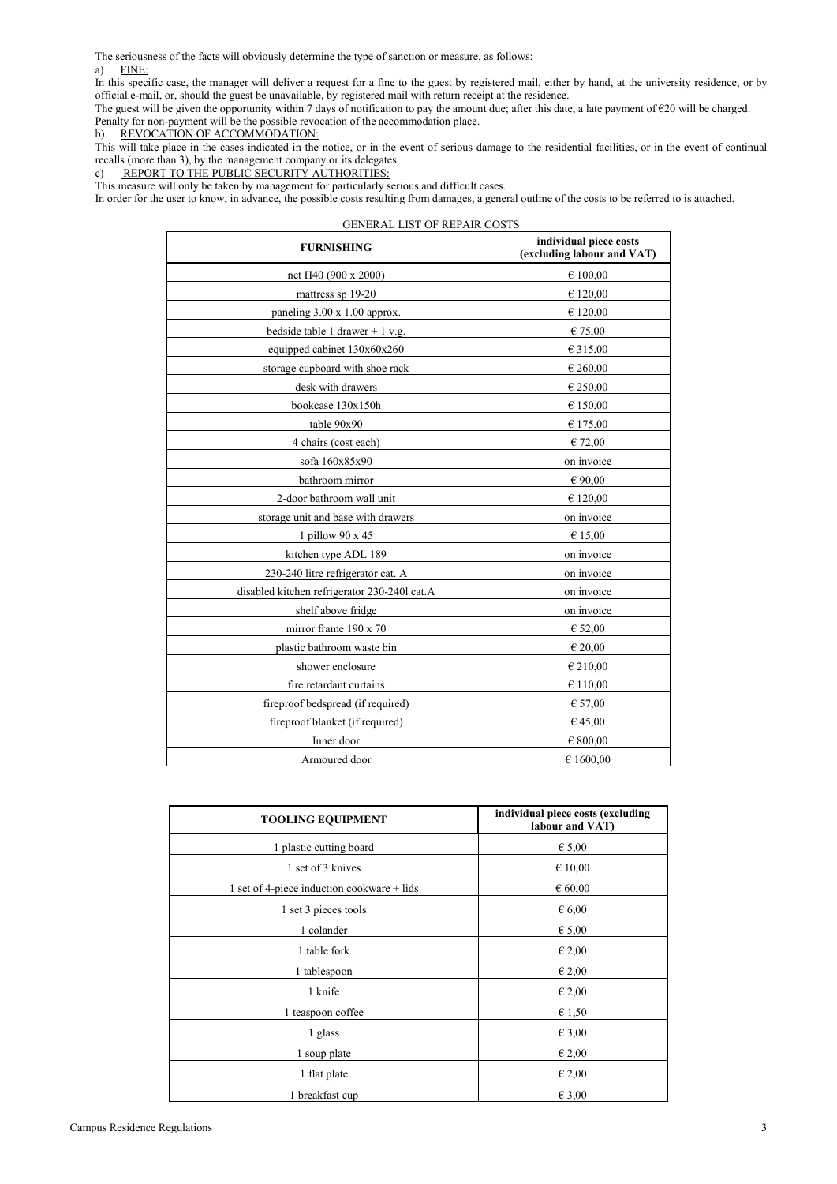The seriousness of the facts will obviously determine the type of sanction or measure, as follows:

a) FINE:

In this specific case, the manager will deliver a request for a fine to the guest by registered mail, either by hand, at the university residence, or by official e-mail, or, should the guest be unavailable, by registered mail with return receipt at the residence.

The guest will be given the opportunity within 7 days of notification to pay the amount due; after this date, a late payment of €20 will be charged.

Penalty for non-payment will be the possible revocation of the accommodation place.

b) REVOCATION OF ACCOMMODATION:

This will take place in the cases indicated in the notice, or in the event of serious damage to the residential facilities, or in the event of continual recalls (more than 3), by the management company or its delegates.

c) REPORT TO THE PUBLIC SECURITY AUTHORITIES:

This measure will only be taken by management for particularly serious and difficult cases.

In order for the user to know, in advance, the possible costs resulting from damages, a general outline of the costs to be referred to is attached.

GENERAL LIST OF REPAIR COSTS

| FURNISHING | individual piece costs (excluding labour and VAT) |
|---|---|
| net H40 (900 x 2000) | € 100,00 |
| mattress sp 19-20 | € 120,00 |
| paneling 3.00 x 1.00 approx. | € 120,00 |
| bedside table 1 drawer + 1 v.g. | € 75,00 |
| equipped cabinet 130x60x260 | € 315,00 |
| storage cupboard with shoe rack | € 260,00 |
| desk with drawers | € 250,00 |
| bookcase 130x150h | € 150,00 |
| table 90x90 | € 175,00 |
| 4 chairs (cost each) | € 72,00 |
| sofa 160x85x90 | on invoice |
| bathroom mirror | € 90,00 |
| 2-door bathroom wall unit | € 120,00 |
| storage unit and base with drawers | on invoice |
| 1 pillow 90 x 45 | € 15,00 |
| kitchen type ADL 189 | on invoice |
| 230-240 litre refrigerator cat. A | on invoice |
| disabled kitchen refrigerator 230-240l cat.A | on invoice |
| shelf above fridge | on invoice |
| mirror frame 190 x 70 | € 52,00 |
| plastic bathroom waste bin | € 20,00 |
| shower enclosure | € 210,00 |
| fire retardant curtains | € 110,00 |
| fireproof bedspread (if required) | € 57,00 |
| fireproof blanket (if required) | € 45,00 |
| Inner door | € 800,00 |
| Armoured door | € 1600,00 |

| TOOLING EQUIPMENT | individual piece costs (excluding labour and VAT) |
|---|---|
| 1 plastic cutting board | € 5,00 |
| 1 set of 3 knives | € 10,00 |
| 1 set of 4-piece induction cookware + lids | € 60,00 |
| 1 set 3 pieces tools | € 6,00 |
| 1 colander | € 5,00 |
| 1 table fork | € 2,00 |
| 1 tablespoon | € 2,00 |
| 1 knife | € 2,00 |
| 1 teaspoon coffee | € 1,50 |
| 1 glass | € 3,00 |
| 1 soup plate | € 2,00 |
| 1 flat plate | € 2,00 |
| 1 breakfast cup | € 3,00 |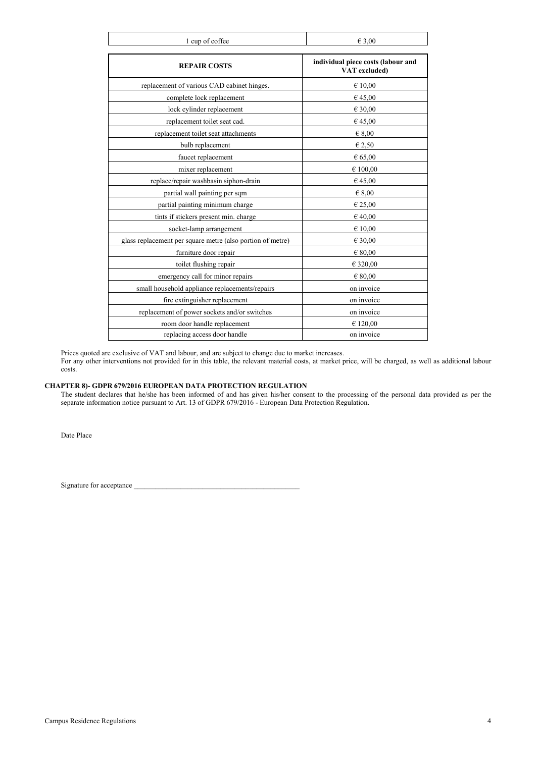| | |
|---|---|
| 1 cup of coffee | € 3,00 |

| REPAIR COSTS | individual piece costs (labour and VAT excluded) |
|---|---|
| replacement of various CAD cabinet hinges. | € 10,00 |
| complete lock replacement | € 45,00 |
| lock cylinder replacement | € 30,00 |
| replacement toilet seat cad. | € 45,00 |
| replacement toilet seat attachments | € 8,00 |
| bulb replacement | € 2,50 |
| faucet replacement | € 65,00 |
| mixer replacement | € 100,00 |
| replace/repair washbasin siphon-drain | € 45,00 |
| partial wall painting per sqm | € 8,00 |
| partial painting minimum charge | € 25,00 |
| tints if stickers present min. charge | € 40,00 |
| socket-lamp arrangement | € 10,00 |
| glass replacement per square metre (also portion of metre) | € 30,00 |
| furniture door repair | € 80,00 |
| toilet flushing repair | € 320,00 |
| emergency call for minor repairs | € 80,00 |
| small household appliance replacements/repairs | on invoice |
| fire extinguisher replacement | on invoice |
| replacement of power sockets and/or switches | on invoice |
| room door handle replacement | € 120,00 |
| replacing access door handle | on invoice |

Prices quoted are exclusive of VAT and labour, and are subject to change due to market increases.
For any other interventions not provided for in this table, the relevant material costs, at market price, will be charged, as well as additional labour costs.

**CHAPTER 8)- GDPR 679/2016 EUROPEAN DATA PROTECTION REGULATION**

The student declares that he/she has been informed of and has given his/her consent to the processing of the personal data provided as per the separate information notice pursuant to Art. 13 of GDPR 679/2016 - European Data Protection Regulation.

Date Place

Signature for acceptance ______________________________________________